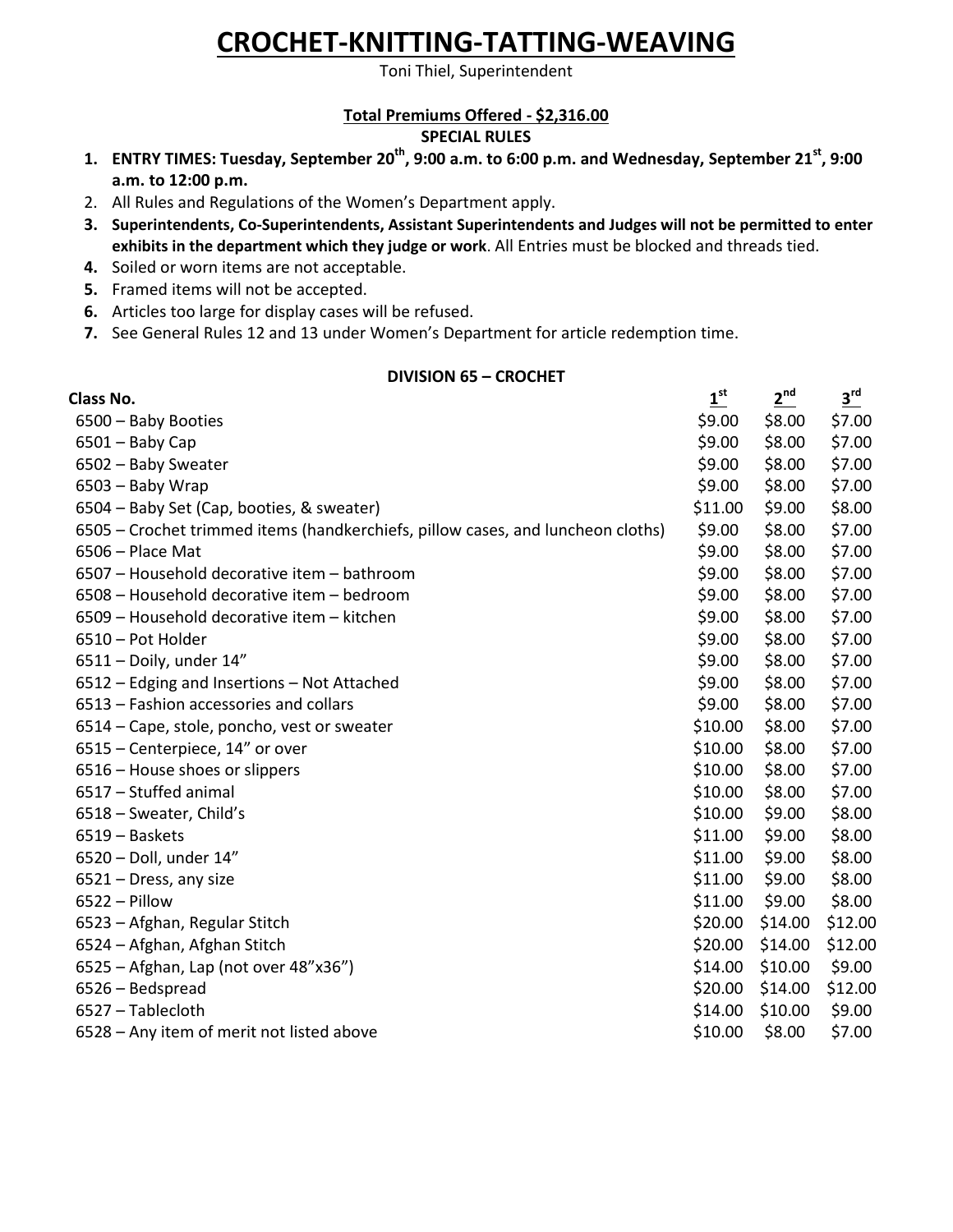# CROCHET-KNITTING-TATTING-WEAVING

Toni Thiel, Superintendent

**Total Premiums Offered - $2,316.00**

**SPECIAL RULES**

1. **ENTRY TIMES: Tuesday, September 20th, 9:00 a.m. to 6:00 p.m. and Wednesday, September 21st, 9:00 a.m. to 12:00 p.m.**
2. All Rules and Regulations of the Women's Department apply.
3. **Superintendents, Co-Superintendents, Assistant Superintendents and Judges will not be permitted to enter exhibits in the department which they judge or work**. All Entries must be blocked and threads tied.
4. Soiled or worn items are not acceptable.
5. Framed items will not be accepted.
6. Articles too large for display cases will be refused.
7. See General Rules 12 and 13 under Women's Department for article redemption time.

**DIVISION 65 – CROCHET**

| Class No. | 1st | 2nd | 3rd |
|---|---|---|---|
| 6500 – Baby Booties | $9.00 | $8.00 | $7.00 |
| 6501 – Baby Cap | $9.00 | $8.00 | $7.00 |
| 6502 – Baby Sweater | $9.00 | $8.00 | $7.00 |
| 6503 – Baby Wrap | $9.00 | $8.00 | $7.00 |
| 6504 – Baby Set (Cap, booties, & sweater) | $11.00 | $9.00 | $8.00 |
| 6505 – Crochet trimmed items (handkerchiefs, pillow cases, and luncheon cloths) | $9.00 | $8.00 | $7.00 |
| 6506 – Place Mat | $9.00 | $8.00 | $7.00 |
| 6507 – Household decorative item – bathroom | $9.00 | $8.00 | $7.00 |
| 6508 – Household decorative item – bedroom | $9.00 | $8.00 | $7.00 |
| 6509 – Household decorative item – kitchen | $9.00 | $8.00 | $7.00 |
| 6510 – Pot Holder | $9.00 | $8.00 | $7.00 |
| 6511 – Doily, under 14" | $9.00 | $8.00 | $7.00 |
| 6512 – Edging and Insertions – Not Attached | $9.00 | $8.00 | $7.00 |
| 6513 – Fashion accessories and collars | $9.00 | $8.00 | $7.00 |
| 6514 – Cape, stole, poncho, vest or sweater | $10.00 | $8.00 | $7.00 |
| 6515 – Centerpiece, 14" or over | $10.00 | $8.00 | $7.00 |
| 6516 – House shoes or slippers | $10.00 | $8.00 | $7.00 |
| 6517 – Stuffed animal | $10.00 | $8.00 | $7.00 |
| 6518 – Sweater, Child's | $10.00 | $9.00 | $8.00 |
| 6519 – Baskets | $11.00 | $9.00 | $8.00 |
| 6520 – Doll, under 14" | $11.00 | $9.00 | $8.00 |
| 6521 – Dress, any size | $11.00 | $9.00 | $8.00 |
| 6522 – Pillow | $11.00 | $9.00 | $8.00 |
| 6523 – Afghan, Regular Stitch | $20.00 | $14.00 | $12.00 |
| 6524 – Afghan, Afghan Stitch | $20.00 | $14.00 | $12.00 |
| 6525 – Afghan, Lap (not over 48"x36") | $14.00 | $10.00 | $9.00 |
| 6526 – Bedspread | $20.00 | $14.00 | $12.00 |
| 6527 – Tablecloth | $14.00 | $10.00 | $9.00 |
| 6528 – Any item of merit not listed above | $10.00 | $8.00 | $7.00 |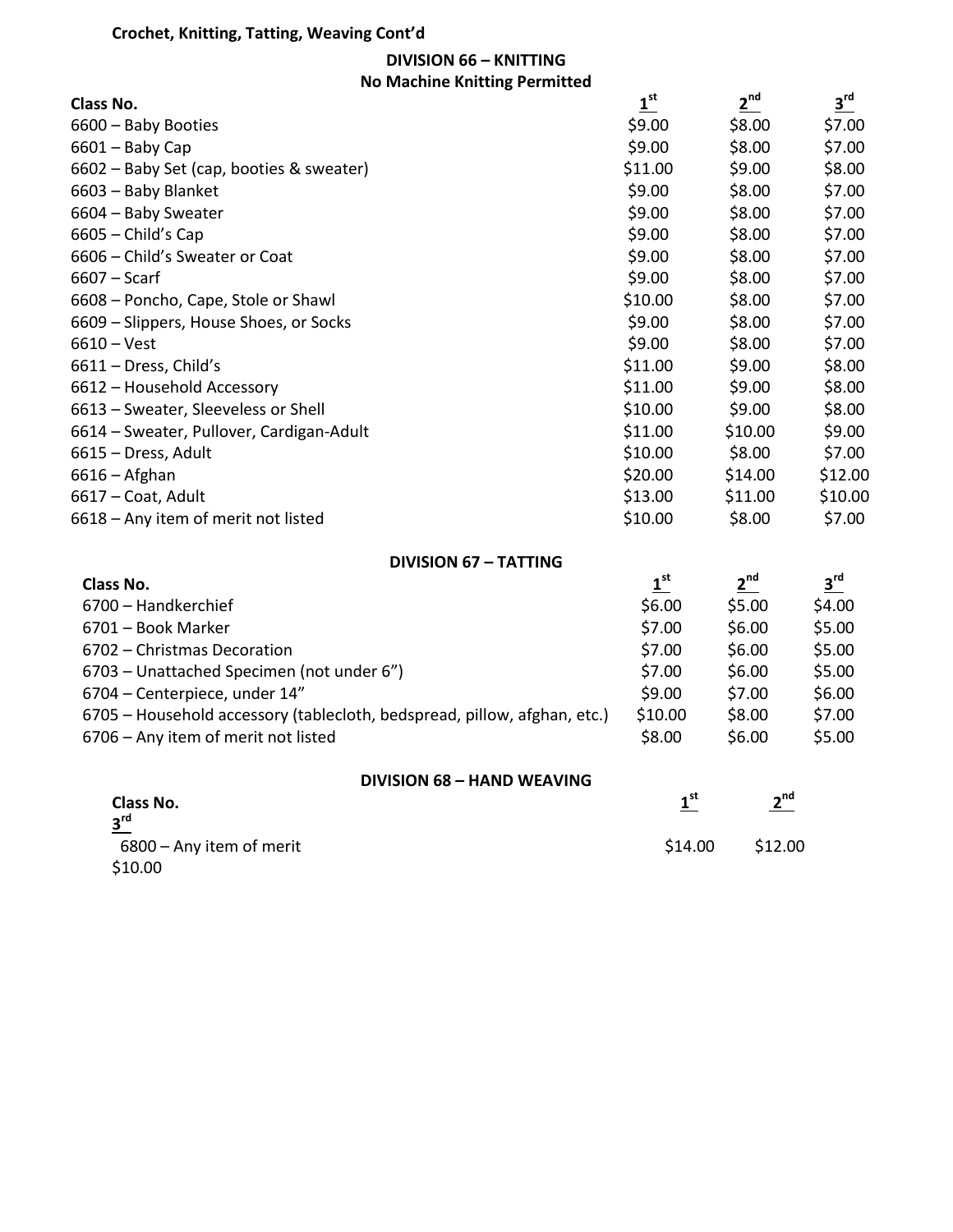**Crochet, Knitting, Tatting, Weaving Cont'd**

## DIVISION 66 – KNITTING

### No Machine Knitting Permitted

| Class No. | 1st | 2nd | 3rd |
|---|---|---|---|
| 6600 – Baby Booties | $9.00 | $8.00 | $7.00 |
| 6601 – Baby Cap | $9.00 | $8.00 | $7.00 |
| 6602 – Baby Set (cap, booties & sweater) | $11.00 | $9.00 | $8.00 |
| 6603 – Baby Blanket | $9.00 | $8.00 | $7.00 |
| 6604 – Baby Sweater | $9.00 | $8.00 | $7.00 |
| 6605 – Child's Cap | $9.00 | $8.00 | $7.00 |
| 6606 – Child's Sweater or Coat | $9.00 | $8.00 | $7.00 |
| 6607 – Scarf | $9.00 | $8.00 | $7.00 |
| 6608 – Poncho, Cape, Stole or Shawl | $10.00 | $8.00 | $7.00 |
| 6609 – Slippers, House Shoes, or Socks | $9.00 | $8.00 | $7.00 |
| 6610 – Vest | $9.00 | $8.00 | $7.00 |
| 6611 – Dress, Child's | $11.00 | $9.00 | $8.00 |
| 6612 – Household Accessory | $11.00 | $9.00 | $8.00 |
| 6613 – Sweater, Sleeveless or Shell | $10.00 | $9.00 | $8.00 |
| 6614 – Sweater, Pullover, Cardigan-Adult | $11.00 | $10.00 | $9.00 |
| 6615 – Dress, Adult | $10.00 | $8.00 | $7.00 |
| 6616 – Afghan | $20.00 | $14.00 | $12.00 |
| 6617 – Coat, Adult | $13.00 | $11.00 | $10.00 |
| 6618 – Any item of merit not listed | $10.00 | $8.00 | $7.00 |

## DIVISION 67 – TATTING

| Class No. | 1st | 2nd | 3rd |
|---|---|---|---|
| 6700 – Handkerchief | $6.00 | $5.00 | $4.00 |
| 6701 – Book Marker | $7.00 | $6.00 | $5.00 |
| 6702 – Christmas Decoration | $7.00 | $6.00 | $5.00 |
| 6703 – Unattached Specimen (not under 6") | $7.00 | $6.00 | $5.00 |
| 6704 – Centerpiece, under 14" | $9.00 | $7.00 | $6.00 |
| 6705 – Household accessory (tablecloth, bedspread, pillow, afghan, etc.) | $10.00 | $8.00 | $7.00 |
| 6706 – Any item of merit not listed | $8.00 | $6.00 | $5.00 |

## DIVISION 68 – HAND WEAVING

| Class No. | 1st | 2nd | 3rd |
|---|---|---|---|
| 6800 – Any item of merit | $14.00 | $12.00 | $10.00 |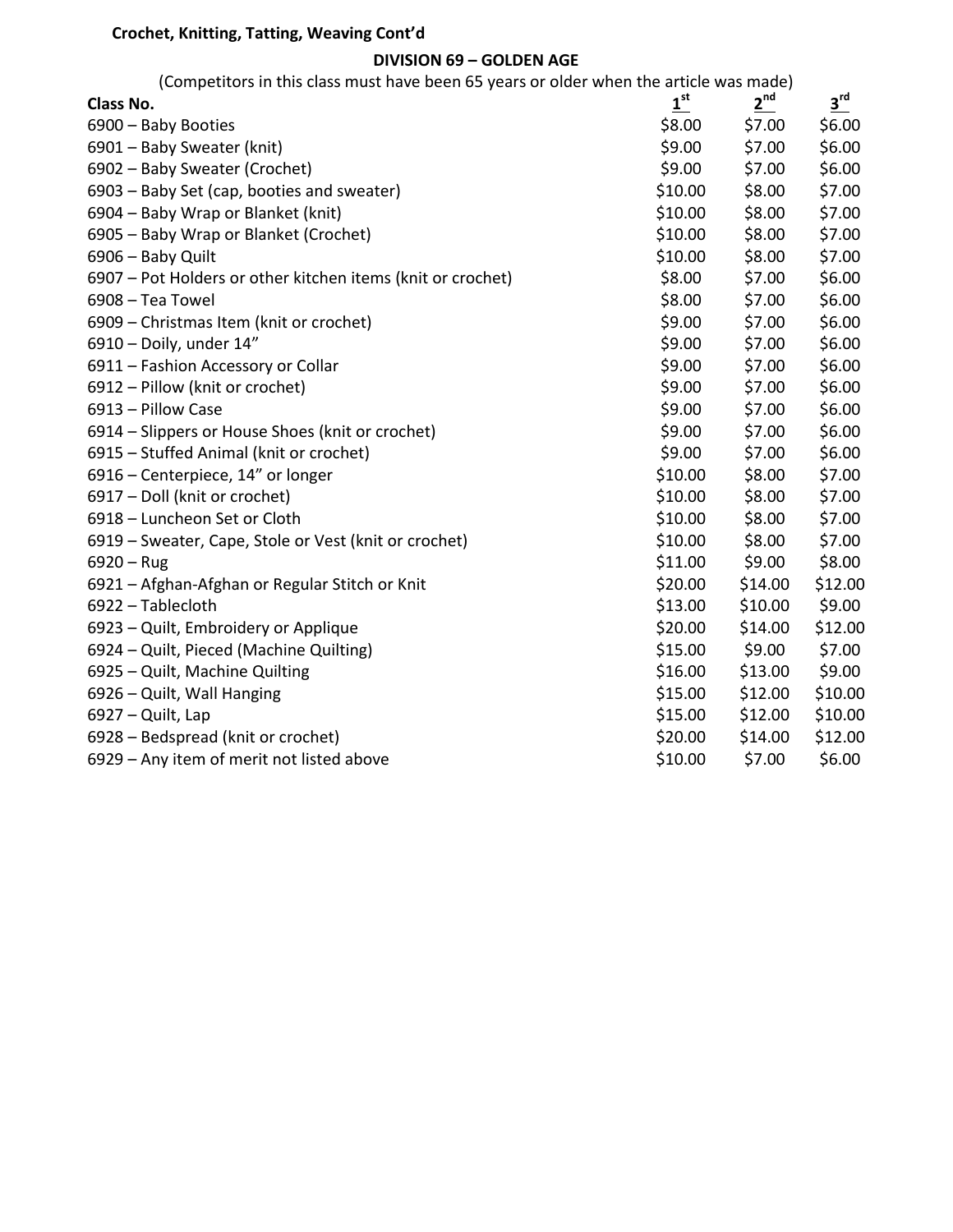**Crochet, Knitting, Tatting, Weaving Cont'd**

## DIVISION 69 – GOLDEN AGE

(Competitors in this class must have been 65 years or older when the article was made)

| Class No. | 1st | 2nd | 3rd |
|---|---|---|---|
| 6900 – Baby Booties | $8.00 | $7.00 | $6.00 |
| 6901 – Baby Sweater (knit) | $9.00 | $7.00 | $6.00 |
| 6902 – Baby Sweater (Crochet) | $9.00 | $7.00 | $6.00 |
| 6903 – Baby Set (cap, booties and sweater) | $10.00 | $8.00 | $7.00 |
| 6904 – Baby Wrap or Blanket (knit) | $10.00 | $8.00 | $7.00 |
| 6905 – Baby Wrap or Blanket (Crochet) | $10.00 | $8.00 | $7.00 |
| 6906 – Baby Quilt | $10.00 | $8.00 | $7.00 |
| 6907 – Pot Holders or other kitchen items (knit or crochet) | $8.00 | $7.00 | $6.00 |
| 6908 – Tea Towel | $8.00 | $7.00 | $6.00 |
| 6909 – Christmas Item (knit or crochet) | $9.00 | $7.00 | $6.00 |
| 6910 – Doily, under 14" | $9.00 | $7.00 | $6.00 |
| 6911 – Fashion Accessory or Collar | $9.00 | $7.00 | $6.00 |
| 6912 – Pillow (knit or crochet) | $9.00 | $7.00 | $6.00 |
| 6913 – Pillow Case | $9.00 | $7.00 | $6.00 |
| 6914 – Slippers or House Shoes (knit or crochet) | $9.00 | $7.00 | $6.00 |
| 6915 – Stuffed Animal (knit or crochet) | $9.00 | $7.00 | $6.00 |
| 6916 – Centerpiece, 14" or longer | $10.00 | $8.00 | $7.00 |
| 6917 – Doll (knit or crochet) | $10.00 | $8.00 | $7.00 |
| 6918 – Luncheon Set or Cloth | $10.00 | $8.00 | $7.00 |
| 6919 – Sweater, Cape, Stole or Vest (knit or crochet) | $10.00 | $8.00 | $7.00 |
| 6920 – Rug | $11.00 | $9.00 | $8.00 |
| 6921 – Afghan-Afghan or Regular Stitch or Knit | $20.00 | $14.00 | $12.00 |
| 6922 – Tablecloth | $13.00 | $10.00 | $9.00 |
| 6923 – Quilt, Embroidery or Applique | $20.00 | $14.00 | $12.00 |
| 6924 – Quilt, Pieced (Machine Quilting) | $15.00 | $9.00 | $7.00 |
| 6925 – Quilt, Machine Quilting | $16.00 | $13.00 | $9.00 |
| 6926 – Quilt, Wall Hanging | $15.00 | $12.00 | $10.00 |
| 6927 – Quilt, Lap | $15.00 | $12.00 | $10.00 |
| 6928 – Bedspread (knit or crochet) | $20.00 | $14.00 | $12.00 |
| 6929 – Any item of merit not listed above | $10.00 | $7.00 | $6.00 |